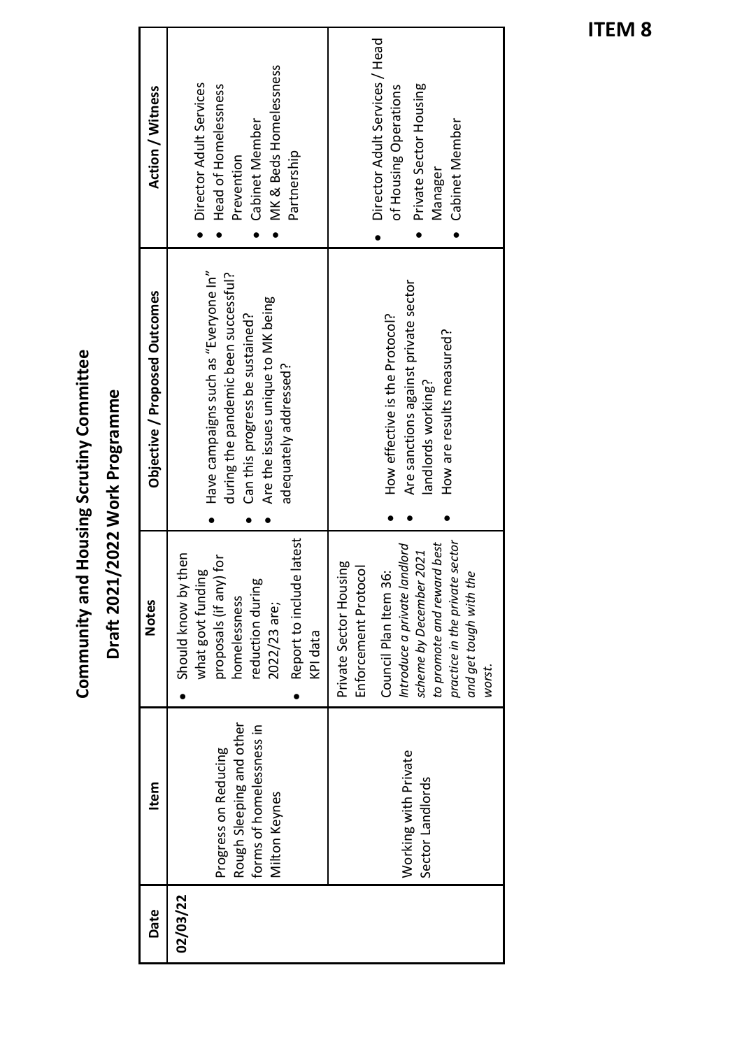**ITEM 8**

# Community and Housing Scrutiny Committee

## Draft 2021/2022 Work Programme

| Date | Item | Notes | Objective / Proposed Outcomes | Action / Witness |
|---|---|---|---|---|
| 02/03/22 | Progress on Reducing Rough Sleeping and other forms of homelessness in Milton Keynes | • Should know by then what govt funding proposals (if any) for homelessness reduction during 2022/23 are;<br>• Report to include latest KPI data | • Have campaigns such as "Everyone In" during the pandemic been successful?<br>• Can this progress be sustained?<br>• Are the issues unique to MK being adequately addressed? | • Director Adult Services<br>• Head of Homelessness Prevention<br>• Cabinet Member<br>• MK & Beds Homelessness Partnership |
| | Working with Private Sector Landlords | Private Sector Housing Enforcement Protocol<br><br>Council Plan Item 36: *Introduce a private landlord scheme by December 2021 to promote and reward best practice in the private sector and get tough with the worst.* | • How effective is the Protocol?<br>• Are sanctions against private sector landlords working?<br>• How are results measured? | • Director Adult Services / Head of Housing Operations<br>• Private Sector Housing Manager<br>• Cabinet Member |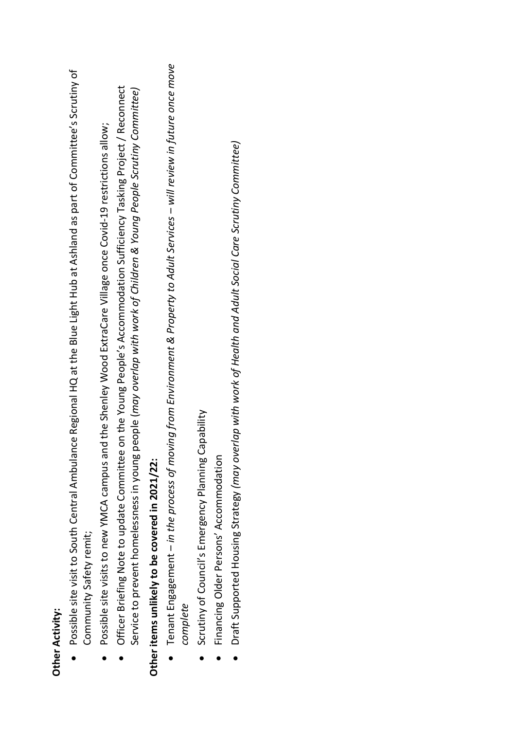**Other Activity:**

- Possible site visit to South Central Ambulance Regional HQ at the Blue Light Hub at Ashland as part of Committee's Scrutiny of Community Safety remit;
- Possible site visits to new YMCA campus and the Shenley Wood ExtraCare Village once Covid-19 restrictions allow;
- Officer Briefing Note to update Committee on the Young People's Accommodation Sufficiency Tasking Project / Reconnect Service to prevent homelessness in young people (*may overlap with work of Children & Young People Scrutiny Committee)*

**Other items unlikely to be covered in 2021/22:**

- Tenant Engagement – *in the process of moving from Environment & Property to Adult Services – will review in future once move complete*
- Scrutiny of Council's Emergency Planning Capability
- Financing Older Persons' Accommodation
- Draft Supported Housing Strategy *(may overlap with work of Health and Adult Social Care Scrutiny Committee)*